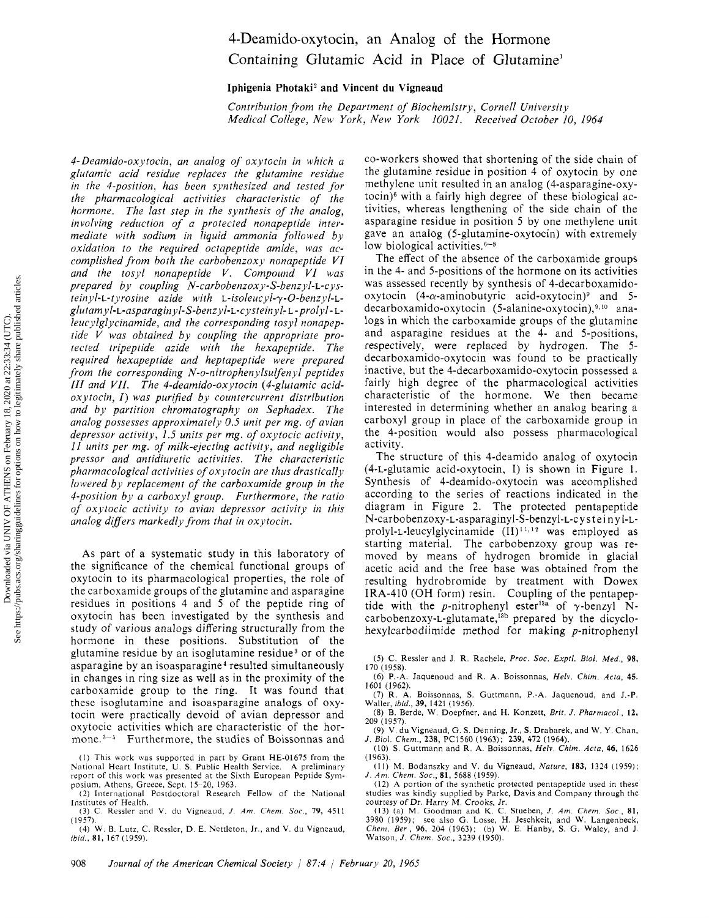# 4-Deamido-oxytocin, an Analog of the Hormone Containing Glutamic Acid in Place of Glutamine[1]

**Iphigenia Photaki[2] and Vincent du Vigneaud**

*Contribution from the Department of Biochemistry, Cornell University Medical College, New York, New York 10021. Received October 10, 1964*

*4-Deamido-oxytocin, an analog of oxytocin in which a glutamic acid residue replaces the glutamine residue in the 4-position, has been synthesized and tested for the pharmacological activities characteristic of the hormone. The last step in the synthesis of the analog, involving reduction of a protected nonapeptide intermediate with sodium in liquid ammonia followed by oxidation to the required octapeptide amide, was accomplished from both the carbobenzoxy nonapeptide VI and the tosyl nonapeptide V. Compound VI was prepared by coupling N-carbobenzoxy-S-benzyl-L-cysteinyl-L-tyrosine azide with L-isoleucyl-γ-O-benzyl-L-glutamyl-L-asparaginyl-S-benzyl-L-cysteinyl-L-prolyl-L-leucylglycinamide, and the corresponding tosyl nonapeptide V was obtained by coupling the appropriate protected tripeptide azide with the hexapeptide. The required hexapeptide and heptapeptide were prepared from the corresponding N-o-nitrophenylsulfenyl peptides III and VII. The 4-deamido-oxytocin (4-glutamic acid-oxytocin, I) was purified by countercurrent distribution and by partition chromatography on Sephadex. The analog possesses approximately 0.5 unit per mg. of avian depressor activity, 1.5 units per mg. of oxytocic activity, 11 units per mg. of milk-ejecting activity, and negligible pressor and antidiuretic activities. The characteristic pharmacological activities of oxytocin are thus drastically lowered by replacement of the carboxamide group in the 4-position by a carboxyl group. Furthermore, the ratio of oxytocic activity to avian depressor activity in this analog differs markedly from that in oxytocin.*

As part of a systematic study in this laboratory of the significance of the chemical functional groups of oxytocin to its pharmacological properties, the role of the carboxamide groups of the glutamine and asparagine residues in positions 4 and 5 of the peptide ring of oxytocin has been investigated by the synthesis and study of various analogs differing structurally from the hormone in these positions. Substitution of the glutamine residue by an isoglutamine residue[3] or of the asparagine by an isoasparagine[4] resulted simultaneously in changes in ring size as well as in the proximity of the carboxamide group to the ring. It was found that these isoglutamine and isoasparagine analogs of oxytocin were practically devoid of avian depressor and oxytocic activities which are characteristic of the hormone.[3-5] Furthermore, the studies of Boissonnas and co-workers showed that shortening of the side chain of the glutamine residue in position 4 of oxytocin by one methylene unit resulted in an analog (4-asparagine-oxytocin)[6] with a fairly high degree of these biological activities, whereas lengthening of the side chain of the asparagine residue in position 5 by one methylene unit gave an analog (5-glutamine-oxytocin) with extremely low biological activities.[6-8]

The effect of the absence of the carboxamide groups in the 4- and 5-positions of the hormone on its activities was assessed recently by synthesis of 4-decarboxamido-oxytocin (4-α-aminobutyric acid-oxytocin)[9] and 5-decarboxamido-oxytocin (5-alanine-oxytocin),[9,10] analogs in which the carboxamide groups of the glutamine and asparagine residues at the 4- and 5-positions, respectively, were replaced by hydrogen. The 5-decarboxamido-oxytocin was found to be practically inactive, but the 4-decarboxamido-oxytocin possessed a fairly high degree of the pharmacological activities characteristic of the hormone. We then became interested in determining whether an analog bearing a carboxyl group in place of the carboxamide group in the 4-position would also possess pharmacological activity.

The structure of this 4-deamido analog of oxytocin (4-L-glutamic acid-oxytocin, I) is shown in Figure 1. Synthesis of 4-deamido-oxytocin was accomplished according to the series of reactions indicated in the diagram in Figure 2. The protected pentapeptide N-carbobenzoxy-L-asparaginyl-S-benzyl-L-cysteinyl-L-prolyl-L-leucylglycinamide (II)[11,12] was employed as starting material. The carbobenzoxy group was removed by means of hydrogen bromide in glacial acetic acid and the free base was obtained from the resulting hydrobromide by treatment with Dowex IRA-410 (OH form) resin. Coupling of the pentapeptide with the *p*-nitrophenyl ester[13a] of γ-benzyl N-carbobenzoxy-L-glutamate,[13b] prepared by the dicyclohexylcarbodiimide method for making *p*-nitrophenyl

(1) This work was supported in part by Grant HE-01675 from the National Heart Institute, U. S. Public Health Service. A preliminary report of this work was presented at the Sixth European Peptide Symposium, Athens, Greece, Sept. 15–20, 1963.

(2) International Postdoctoral Research Fellow of the National Institutes of Health.

(3) C. Ressler and V. du Vigneaud, *J. Am. Chem. Soc.*, **79**, 4511 (1957).

(4) W. B. Lutz, C. Ressler, D. E. Nettleton, Jr., and V. du Vigneaud, *ibid.*, **81**, 167 (1959).

(5) C. Ressler and J. R. Rachele, *Proc. Soc. Exptl. Biol. Med.*, **98**, 170 (1958).

(6) P.-A. Jaquenoud and R. A. Boissonnas, *Helv. Chim. Acta*, **45**, 1601 (1962).

(7) R. A. Boissonnas, S. Guttmann, P.-A. Jaquenoud, and J.-P. Waller, *ibid.*, **39**, 1421 (1956).

(8) B. Berde, W. Doepfner, and H. Konzett, *Brit. J. Pharmacol.*, **12**, 209 (1957).

(9) V. du Vigneaud, G. S. Denning, Jr., S. Drabarek, and W. Y. Chan, *J. Biol. Chem.*, **238**, PC1560 (1963); **239**, 472 (1964).

(10) S. Guttmann and R. A. Boissonnas, *Helv. Chim. Acta*, **46**, 1626 (1963).

(11) M. Bodanszky and V. du Vigneaud, *Nature*, **183**, 1324 (1959); *J. Am. Chem. Soc.*, **81**, 5688 (1959).

(12) A portion of the synthetic protected pentapeptide used in these studies was kindly supplied by Parke, Davis and Company through the courtesy of Dr. Harry M. Crooks, Jr.

(13) (a) M. Goodman and K. C. Stueben, *J. Am. Chem. Soc.*, **81**, 3980 (1959); see also G. Losse, H. Jeschkeit, and W. Langenbeck, *Chem. Ber.*, **96**, 204 (1963); (b) W. E. Hanby, S. G. Waley, and J. Watson, *J. Chem. Soc.*, 3239 (1950).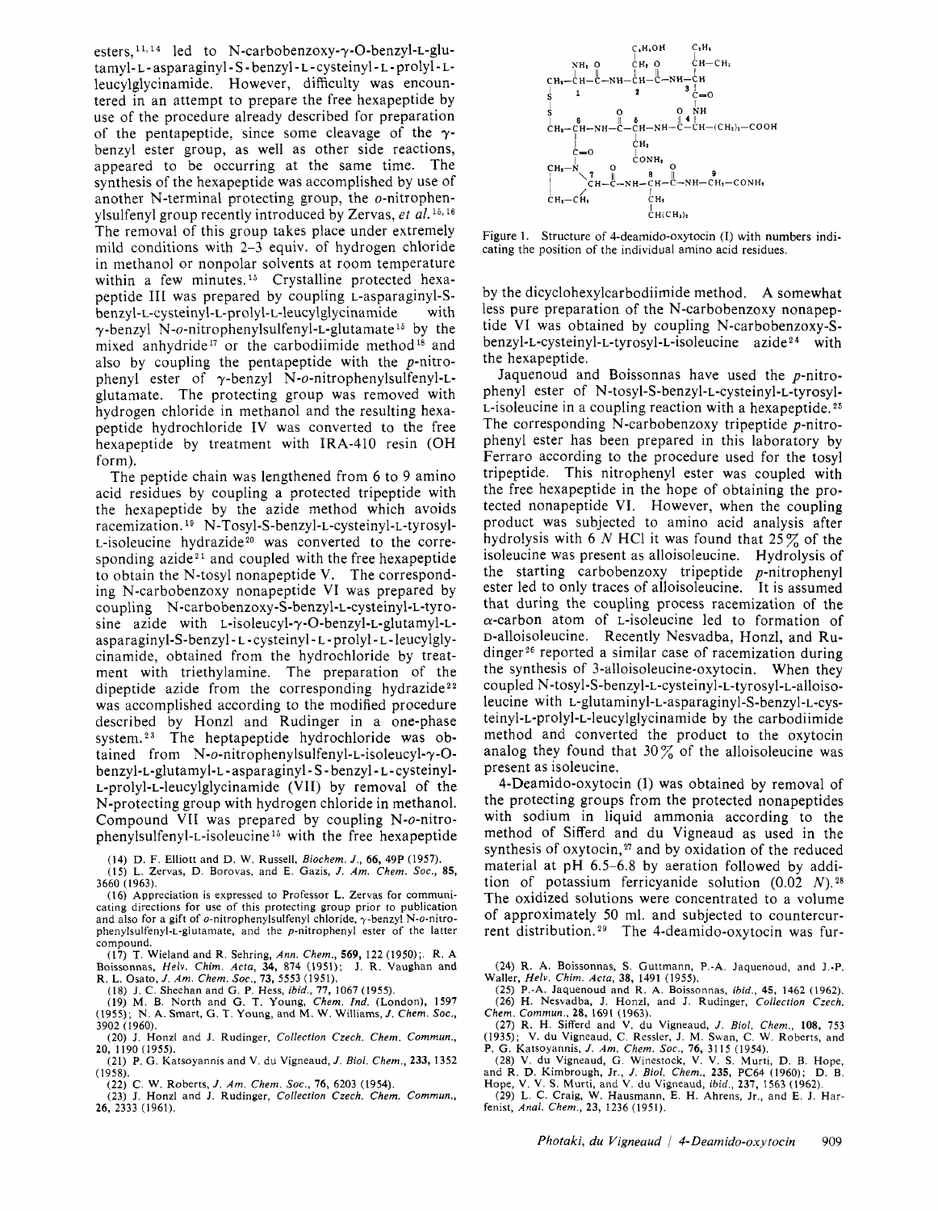esters,[11,14] led to N-carbobenzoxy-γ-O-benzyl-L-glutamyl-L-asparaginyl-S-benzyl-L-cysteinyl-L-prolyl-L-leucylglycinamide. However, difficulty was encountered in an attempt to prepare the free hexapeptide by use of the procedure already described for preparation of the pentapeptide, since some cleavage of the γ-benzyl ester group, as well as other side reactions, appeared to be occurring at the same time. The synthesis of the hexapeptide was accomplished by use of another N-terminal protecting group, the *o*-nitrophenylsulfenyl group recently introduced by Zervas, *et al.*[15,16] The removal of this group takes place under extremely mild conditions with 2–3 equiv. of hydrogen chloride in methanol or nonpolar solvents at room temperature within a few minutes.[15] Crystalline protected hexapeptide III was prepared by coupling L-asparaginyl-S-benzyl-L-cysteinyl-L-prolyl-L-leucylglycinamide with γ-benzyl N-*o*-nitrophenylsulfenyl-L-glutamate[15] by the mixed anhydride[17] or the carbodiimide method[18] and also by coupling the pentapeptide with the *p*-nitrophenyl ester of γ-benzyl N-*o*-nitrophenylsulfenyl-L-glutamate. The protecting group was removed with hydrogen chloride in methanol and the resulting hexapeptide hydrochloride IV was converted to the free hexapeptide by treatment with IRA-410 resin (OH form).

The peptide chain was lengthened from 6 to 9 amino acid residues by coupling a protected tripeptide with the hexapeptide by the azide method which avoids racemization.[19] N-Tosyl-S-benzyl-L-cysteinyl-L-tyrosyl-L-isoleucine hydrazide[20] was converted to the corresponding azide[21] and coupled with the free hexapeptide to obtain the N-tosyl nonapeptide V. The corresponding N-carbobenzoxy nonapeptide VI was prepared by coupling N-carbobenzoxy-S-benzyl-L-cysteinyl-L-tyrosine azide with L-isoleucyl-γ-O-benzyl-L-glutamyl-L-asparaginyl-S-benzyl-L-cysteinyl-L-prolyl-L-leucylglycinamide, obtained from the hydrochloride by treatment with triethylamine. The preparation of the dipeptide azide from the corresponding hydrazide[22] was accomplished according to the modified procedure described by Honzl and Rudinger in a one-phase system.[23] The heptapeptide hydrochloride was obtained from N-*o*-nitrophenylsulfenyl-L-isoleucyl-γ-O-benzyl-L-glutamyl-L-asparaginyl-S-benzyl-L-cysteinyl-L-prolyl-L-leucylglycinamide (VII) by removal of the N-protecting group with hydrogen chloride in methanol. Compound VII was prepared by coupling N-*o*-nitrophenylsulfenyl-L-isoleucine[15] with the free hexapeptide by the dicyclohexylcarbodiimide method. A somewhat less pure preparation of the N-carbobenzoxy nonapeptide VI was obtained by coupling N-carbobenzoxy-S-benzyl-L-cysteinyl-L-tyrosyl-L-isoleucine azide[24] with the hexapeptide.

Jaquenoud and Boissonnas have used the *p*-nitrophenyl ester of N-tosyl-S-benzyl-L-cysteinyl-L-tyrosyl-L-isoleucine in a coupling reaction with a hexapeptide.[25] The corresponding N-carbobenzoxy tripeptide *p*-nitrophenyl ester has been prepared in this laboratory by Ferraro according to the procedure used for the tosyl tripeptide. This nitrophenyl ester was coupled with the free hexapeptide in the hope of obtaining the protected nonapeptide VI. However, when the coupling product was subjected to amino acid analysis after hydrolysis with 6 *N* HCl it was found that 25% of the isoleucine was present as alloisoleucine. Hydrolysis of the starting carbobenzoxy tripeptide *p*-nitrophenyl ester led to only traces of alloisoleucine. It is assumed that during the coupling process racemization of the α-carbon atom of L-isoleucine led to formation of D-alloisoleucine. Recently Nesvadba, Honzl, and Rudinger[26] reported a similar case of racemization during the synthesis of 3-alloisoleucine-oxytocin. When they coupled N-tosyl-S-benzyl-L-cysteinyl-L-tyrosyl-L-alloisoleucine with L-glutaminyl-L-asparaginyl-S-benzyl-L-cysteinyl-L-prolyl-L-leucylglycinamide by the carbodiimide method and converted the product to the oxytocin analog they found that 30% of the alloisoleucine was present as isoleucine.

4-Deamido-oxytocin (I) was obtained by removal of the protecting groups from the protected nonapeptides with sodium in liquid ammonia according to the method of Sifferd and du Vigneaud as used in the synthesis of oxytocin,[27] and by oxidation of the reduced material at pH 6.5–6.8 by aeration followed by addition of potassium ferricyanide solution (0.02 *N*).[28] The oxidized solutions were concentrated to a volume of approximately 50 ml. and subjected to countercurrent distribution.[29] The 4-deamido-oxytocin was fur-

Figure 1. Structure of 4-deamido-oxytocin (I) with numbers indicating the position of the individual amino acid residues.

(14) D. F. Elliott and D. W. Russell, *Biochem. J.*, **66**, 49P (1957).

(15) L. Zervas, D. Borovas, and E. Gazis, *J. Am. Chem. Soc.*, **85**, 3660 (1963).

(16) Appreciation is expressed to Professor L. Zervas for communicating directions for use of this protecting group prior to publication and also for a gift of *o*-nitrophenylsulfenyl chloride, γ-benzyl N-*o*-nitrophenylsulfenyl-L-glutamate, and the *p*-nitrophenyl ester of the latter compound.

(17) T. Wieland and R. Sehring, *Ann. Chem.*, **569**, 122 (1950); R. A. Boissonnas, *Helv. Chim. Acta*, **34**, 874 (1951); J. R. Vaughan and R. L. Osato, *J. Am. Chem. Soc.*, **73**, 5553 (1951).

(18) J. C. Sheehan and G. P. Hess, *ibid.*, **77**, 1067 (1955).

(19) M. B. North and G. T. Young, *Chem. Ind.* (London), 1597 (1955); N. A. Smart, G. T. Young, and M. W. Williams, *J. Chem. Soc.*, 3902 (1960).

(20) J. Honzl and J. Rudinger, *Collection Czech. Chem. Commun.*, **20**, 1190 (1955).

(21) P. G. Katsoyannis and V. du Vigneaud, *J. Biol. Chem.*, **233**, 1352 (1958).

(22) C. W. Roberts, *J. Am. Chem. Soc.*, **76**, 6203 (1954).

(23) J. Honzl and J. Rudinger, *Collection Czech. Chem. Commun.*, **26**, 2333 (1961).

(24) R. A. Boissonnas, S. Guttmann, P.-A. Jaquenoud, and J.-P. Waller, *Helv. Chim. Acta*, **38**, 1491 (1955).

(25) P.-A. Jaquenoud and R. A. Boissonnas, *ibid.*, **45**, 1462 (1962).

(26) H. Nesvadba, J. Honzl, and J. Rudinger, *Collection Czech. Chem. Commun.*, **28**, 1691 (1963).

(27) R. H. Sifferd and V. du Vigneaud, *J. Biol. Chem.*, **108**, 753 (1935); V. du Vigneaud, C. Ressler, J. M. Swan, C. W. Roberts, and P. G. Katsoyannis, *J. Am. Chem. Soc.*, **76**, 3115 (1954).

(28) V. du Vigneaud, G. Winestock, V. V. S. Murti, D. B. Hope, and R. D. Kimbrough, Jr., *J. Biol. Chem.*, **235**, PC64 (1960); D. B. Hope, V. V. S. Murti, and V. du Vigneaud, *ibid.*, **237**, 1563 (1962).

(29) L. C. Craig, W. Hausmann, E. H. Ahrens, Jr., and E. J. Harfenist, *Anal. Chem.*, **23**, 1236 (1951).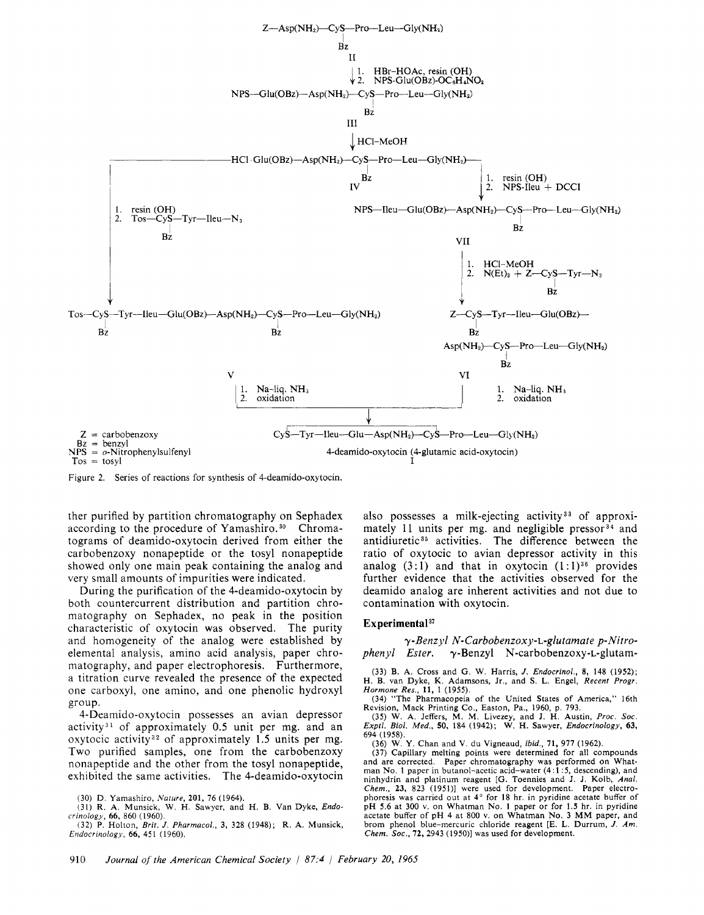Z—Asp(NH$_2$)—CyS—Pro—Leu—Gly(NH$_2$)
　　　　　　　|
　　　　　　　Bz
　　　　　　　II

1. HBr–HOAc, resin (OH)
2. NPS-Glu(OBz)-OC$_6$H$_4$NO$_2$

NPS—Glu(OBz)—Asp(NH$_2$)—CyS—Pro—Leu—Gly(NH$_2$)
　　　　　　　　　　　　|
　　　　　　　　　　　　Bz
　　　　　　　　　　　　III

HCl–MeOH

HCl · Glu(OBz)—Asp(NH$_2$)—CyS—Pro—Leu—Gly(NH$_2$)
　　　　　　　　　　　　|
　　　　　　　　　　　　Bz
　　　　　　　　　　　　IV

Left branch (from IV):
1. resin (OH)
2. Tos—CyS—Tyr—Ileu—N$_3$ (CyS–Bz)

Tos—CyS—Tyr—Ileu—Glu(OBz)—Asp(NH$_2$)—CyS—Pro—Leu—Gly(NH$_2$) (both CyS–Bz)
V

Right branch (from IV):
1. resin (OH)
2. NPS-Ileu + DCCI

NPS—Ileu—Glu(OBz)—Asp(NH$_2$)—CyS—Pro—Leu—Gly(NH$_2$) (CyS–Bz)
VII

1. HCl–MeOH
2. N(Et)$_3$ + Z—CyS—Tyr—N$_3$ (CyS–Bz)

Z—CyS—Tyr—Ileu—Glu(OBz)—Asp(NH$_2$)—CyS—Pro—Leu—Gly(NH$_2$) (both CyS–Bz)
VI

V and VI:
1. Na–liq. NH$_3$
2. oxidation

CyS—Tyr—Ileu—Glu—Asp(NH$_2$)—CyS—Pro—Leu—Gly(NH$_2$) (disulfide-bridged CyS residues)
4-deamido-oxytocin (4-glutamic acid-oxytocin)
I

Z = carbobenzoxy
Bz = benzyl
NPS = *o*-Nitrophenylsulfenyl
Tos = tosyl

Figure 2. Series of reactions for synthesis of 4-deamido-oxytocin.

ther purified by partition chromatography on Sephadex according to the procedure of Yamashiro.[30] Chromatograms of deamido-oxytocin derived from either the carbobenzoxy nonapeptide or the tosyl nonapeptide showed only one main peak containing the analog and very small amounts of impurities were indicated.

During the purification of the 4-deamido-oxytocin by both countercurrent distribution and partition chromatography on Sephadex, no peak in the position characteristic of oxytocin was observed. The purity and homogeneity of the analog were established by elemental analysis, amino acid analysis, paper chromatography, and paper electrophoresis. Furthermore, a titration curve revealed the presence of the expected one carboxyl, one amino, and one phenolic hydroxyl group.

4-Deamido-oxytocin possesses an avian depressor activity[31] of approximately 0.5 unit per mg. and an oxytocic activity[32] of approximately 1.5 units per mg. Two purified samples, one from the carbobenzoxy nonapeptide and the other from the tosyl nonapeptide, exhibited the same activities. The 4-deamido-oxytocin also possesses a milk-ejecting activity[33] of approximately 11 units per mg. and negligible pressor[34] and antidiuretic[35] activities. The difference between the ratio of oxytocic to avian depressor activity in this analog (3:1) and that in oxytocin (1:1)[36] provides further evidence that the activities observed for the deamido analog are inherent activities and not due to contamination with oxytocin.

## Experimental[37]

*γ-Benzyl N-Carbobenzoxy-L-glutamate p-Nitrophenyl Ester.* γ-Benzyl N-carbobenzoxy-L-glutam-

(30) D. Yamashiro, *Nature*, **201**, 76 (1964).

(31) R. A. Munsick, W. H. Sawyer, and H. B. Van Dyke, *Endocrinology*, **66**, 860 (1960).

(32) P. Holton, *Brit. J. Pharmacol.*, **3**, 328 (1948); R. A. Munsick, *Endocrinology*, **66**, 451 (1960).

(33) B. A. Cross and G. W. Harris, *J. Endocrinol.*, **8**, 148 (1952); H. B. van Dyke, K. Adamsons, Jr., and S. L. Engel, *Recent Progr. Hormone Res.*, **11**, 1 (1955).

(34) "The Pharmacopeia of the United States of America," 16th Revision, Mack Printing Co., Easton, Pa., 1960, p. 793.

(35) W. A. Jeffers, M. M. Livezey, and J. H. Austin, *Proc. Soc. Exptl. Biol. Med.*, **50**, 184 (1942); W. H. Sawyer, *Endocrinology*, **63**, 694 (1958).

(36) W. Y. Chan and V. du Vigneaud, *ibid.*, **71**, 977 (1962).

(37) Capillary melting points were determined for all compounds and are corrected. Paper chromatography was performed on Whatman No. 1 paper in butanol–acetic acid–water (4:1:5, descending), and ninhydrin and platinum reagent [G. Toennies and J. J. Kolb, *Anal. Chem.*, **23**, 823 (1951)] were used for development. Paper electrophoresis was carried out at 4° for 18 hr. in pyridine acetate buffer of pH 5.6 at 300 v. on Whatman No. 1 paper or for 1.5 hr. in pyridine acetate buffer of pH 4 at 800 v. on Whatman No. 3 MM paper, and brom phenol blue–mercuric chloride reagent [E. L. Durrum, *J. Am. Chem. Soc.*, **72**, 2943 (1950)] was used for development.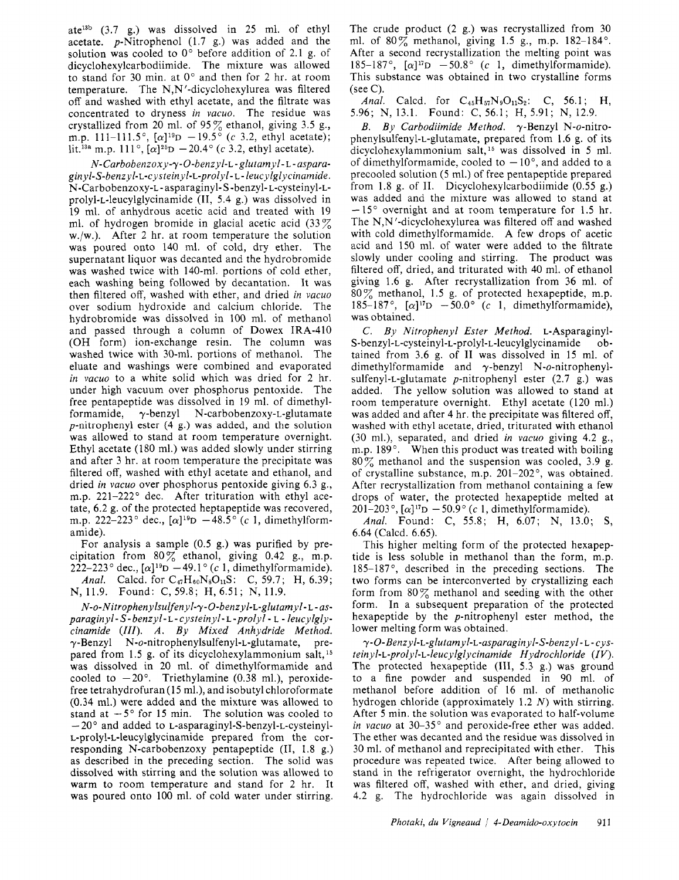ate[13b] (3.7 g.) was dissolved in 25 ml. of ethyl acetate. *p*-Nitrophenol (1.7 g.) was added and the solution was cooled to 0° before addition of 2.1 g. of dicyclohexylcarbodiimide. The mixture was allowed to stand for 30 min. at 0° and then for 2 hr. at room temperature. The N,N'-dicyclohexylurea was filtered off and washed with ethyl acetate, and the filtrate was concentrated to dryness *in vacuo*. The residue was crystallized from 20 ml. of 95% ethanol, giving 3.5 g., m.p. 111–111.5°, $[\alpha]^{19}D$ −19.5° (*c* 3.2, ethyl acetate); lit.[13a] m.p. 111°, $[\alpha]^{25}D$ −20.4° (*c* 3.2, ethyl acetate).

*N-Carbobenzoxy-γ-O-benzyl-L-glutamyl-L-asparaginyl-S-benzyl-L-cysteinyl-L-prolyl-L-leucylglycinamide.* N-Carbobenzoxy-L-asparaginyl-S-benzyl-L-cysteinyl-L-prolyl-L-leucylglycinamide (II, 5.4 g.) was dissolved in 19 ml. of anhydrous acetic acid and treated with 19 ml. of hydrogen bromide in glacial acetic acid (33% w./w.). After 2 hr. at room temperature the solution was poured onto 140 ml. of cold, dry ether. The supernatant liquor was decanted and the hydrobromide was washed twice with 140-ml. portions of cold ether, each washing being followed by decantation. It was then filtered off, washed with ether, and dried *in vacuo* over sodium hydroxide and calcium chloride. The hydrobromide was dissolved in 100 ml. of methanol and passed through a column of Dowex IRA-410 (OH form) ion-exchange resin. The column was washed twice with 30-ml. portions of methanol. The eluate and washings were combined and evaporated *in vacuo* to a white solid which was dried for 2 hr. under high vacuum over phosphorus pentoxide. The free pentapeptide was dissolved in 19 ml. of dimethylformamide, γ-benzyl N-carbobenzoxy-L-glutamate *p*-nitrophenyl ester (4 g.) was added, and the solution was allowed to stand at room temperature overnight. Ethyl acetate (180 ml.) was added slowly under stirring and after 3 hr. at room temperature the precipitate was filtered off, washed with ethyl acetate and ethanol, and dried *in vacuo* over phosphorus pentoxide giving 6.3 g., m.p. 221–222° dec. After trituration with ethyl acetate, 6.2 g. of the protected heptapeptide was recovered, m.p. 222–223° dec., $[\alpha]^{19}D$ −48.5° (*c* 1, dimethylformamide).

For analysis a sample (0.5 g.) was purified by precipitation from 80% ethanol, giving 0.42 g., m.p. 222–223° dec., $[\alpha]^{19}D$ −49.1° (*c* 1, dimethylformamide).

*Anal.* Calcd. for $C_{47}H_{60}N_8O_{11}S$: C, 59.7; H, 6.39; N, 11.9. Found: C, 59.8; H, 6.51; N, 11.9.

*N-o-Nitrophenylsulfenyl-γ-O-benzyl-L-glutamyl-L-asparaginyl-S-benzyl-L-cysteinyl-L-prolyl-L-leucylglycinamide (III). A. By Mixed Anhydride Method.* γ-Benzyl N-*o*-nitrophenylsulfenyl-L-glutamate, prepared from 1.5 g. of its dicyclohexylammonium salt,[15] was dissolved in 20 ml. of dimethylformamide and cooled to −20°. Triethylamine (0.38 ml.), peroxide-free tetrahydrofuran (15 ml.), and isobutyl chloroformate (0.34 ml.) were added and the mixture was allowed to stand at −5° for 15 min. The solution was cooled to −20° and added to L-asparaginyl-S-benzyl-L-cysteinyl-L-prolyl-L-leucylglycinamide prepared from the corresponding N-carbobenzoxy pentapeptide (II, 1.8 g.) as described in the preceding section. The solid was dissolved with stirring and the solution was allowed to warm to room temperature and stand for 2 hr. It was poured onto 100 ml. of cold water under stirring. The crude product (2 g.) was recrystallized from 30 ml. of 80% methanol, giving 1.5 g., m.p. 182–184°. After a second recrystallization the melting point was 185–187°, $[\alpha]^{17}D$ −50.8° (*c* 1, dimethylformamide). This substance was obtained in two crystalline forms (see C).

*Anal.* Calcd. for $C_{45}H_{57}N_9O_{11}S_2$: C, 56.1; H, 5.96; N, 13.1. Found: C, 56.1; H, 5.91; N, 12.9.

*B. By Carbodiimide Method.* γ-Benzyl N-*o*-nitrophenylsulfenyl-L-glutamate, prepared from 1.6 g. of its dicyclohexylammonium salt,[15] was dissolved in 5 ml. of dimethylformamide, cooled to −10°, and added to a precooled solution (5 ml.) of free pentapeptide prepared from 1.8 g. of II. Dicyclohexylcarbodiimide (0.55 g.) was added and the mixture was allowed to stand at −15° overnight and at room temperature for 1.5 hr. The N,N'-dicyclohexylurea was filtered off and washed with cold dimethylformamide. A few drops of acetic acid and 150 ml. of water were added to the filtrate slowly under cooling and stirring. The product was filtered off, dried, and triturated with 40 ml. of ethanol giving 1.6 g. After recrystallization from 36 ml. of 80% methanol, 1.5 g. of protected hexapeptide, m.p. 185–187°, $[\alpha]^{17}D$ −50.0° (*c* 1, dimethylformamide), was obtained.

*C. By Nitrophenyl Ester Method.* L-Asparaginyl-S-benzyl-L-cysteinyl-L-prolyl-L-leucylglycinamide obtained from 3.6 g. of II was dissolved in 15 ml. of dimethylformamide and γ-benzyl N-*o*-nitrophenylsulfenyl-L-glutamate *p*-nitrophenyl ester (2.7 g.) was added. The yellow solution was allowed to stand at room temperature overnight. Ethyl acetate (120 ml.) was added and after 4 hr. the precipitate was filtered off, washed with ethyl acetate, dried, triturated with ethanol (30 ml.), separated, and dried *in vacuo* giving 4.2 g., m.p. 189°. When this product was treated with boiling 80% methanol and the suspension was cooled, 3.9 g. of crystalline substance, m.p. 201–202°, was obtained. After recrystallization from methanol containing a few drops of water, the protected hexapeptide melted at 201–203°, $[\alpha]^{17}D$ −50.9° (*c* 1, dimethylformamide).

*Anal.* Found: C, 55.8; H, 6.07; N, 13.0; S, 6.64 (Calcd. 6.65).

This higher melting form of the protected hexapeptide is less soluble in methanol than the form, m.p. 185–187°, described in the preceding sections. The two forms can be interconverted by crystallizing each form from 80% methanol and seeding with the other form. In a subsequent preparation of the protected hexapeptide by the *p*-nitrophenyl ester method, the lower melting form was obtained.

*γ-O-Benzyl-L-glutamyl-L-asparaginyl-S-benzyl-L-cysteinyl-L-prolyl-L-leucylglycinamide Hydrochloride (IV).* The protected hexapeptide (III, 5.3 g.) was ground to a fine powder and suspended in 90 ml. of methanol before addition of 16 ml. of methanolic hydrogen chloride (approximately 1.2 *N*) with stirring. After 5 min. the solution was evaporated to half-volume *in vacuo* at 30–35° and peroxide-free ether was added. The ether was decanted and the residue was dissolved in 30 ml. of methanol and reprecipitated with ether. This procedure was repeated twice. After being allowed to stand in the refrigerator overnight, the hydrochloride was filtered off, washed with ether, and dried, giving 4.2 g. The hydrochloride was again dissolved in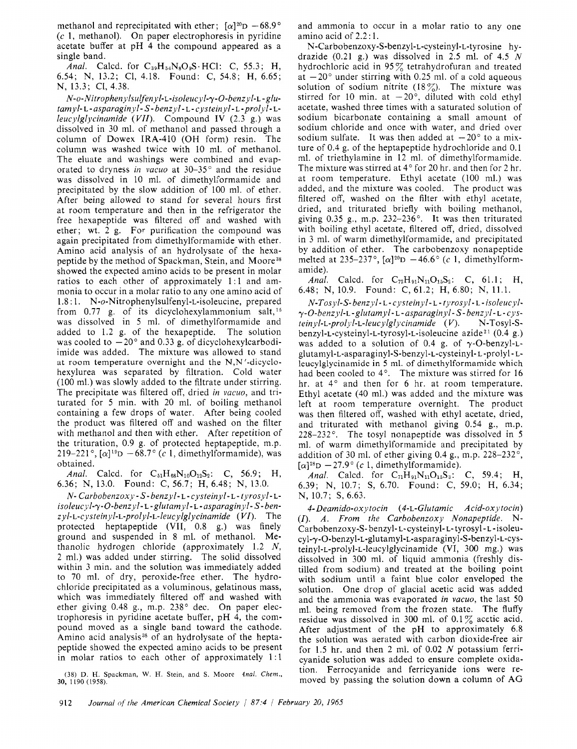methanol and reprecipitated with ether; $[\alpha]^{20}D$ $-68.9°$ ($c$ 1, methanol). On paper electrophoresis in pyridine acetate buffer at pH 4 the compound appeared as a single band.

*Anal.* Calcd. for $C_{39}H_{54}N_8O_9S \cdot HCl$: C, 55.3; H, 6.54; N, 13.2; Cl, 4.18. Found: C, 54.8; H, 6.65; N, 13.3; Cl, 4.38.

*N-o-Nitrophenylsulfenyl-L-isoleucyl-γ-O-benzyl-L-glutamyl-L-asparaginyl-S-benzyl-L-cysteinyl-L-prolyl-L-leucylglycinamide (VII).* Compound IV (2.3 g.) was dissolved in 30 ml. of methanol and passed through a column of Dowex IRA-410 (OH form) resin. The column was washed twice with 10 ml. of methanol. The eluate and washings were combined and evaporated to dryness *in vacuo* at 30–35° and the residue was dissolved in 10 ml. of dimethylformamide and precipitated by the slow addition of 100 ml. of ether. After being allowed to stand for several hours first at room temperature and then in the refrigerator the free hexapeptide was filtered off and washed with ether; wt. 2 g. For purification the compound was again precipitated from dimethylformamide with ether. Amino acid analysis of an hydrolysate of the hexapeptide by the method of Spackman, Stein, and Moore[38] showed the expected amino acids to be present in molar ratios to each other of approximately 1:1 and ammonia to occur in a molar ratio to any one amino acid of 1.8:1. N-o-Nitrophenylsulfenyl-L-isoleucine, prepared from 0.77 g. of its dicyclohexylammonium salt,[16] was dissolved in 5 ml. of dimethylformamide and added to 1.2 g. of the hexapeptide. The solution was cooled to $-20°$ and 0.33 g. of dicyclohexylcarbodiimide was added. The mixture was allowed to stand at room temperature overnight and the N,N′-dicyclohexylurea was separated by filtration. Cold water (100 ml.) was slowly added to the filtrate under stirring. The precipitate was filtered off, dried *in vacuo*, and triturated for 5 min. with 20 ml. of boiling methanol containing a few drops of water. After being cooled the product was filtered off and washed on the filter with methanol and then with ether. After repetition of the trituration, 0.9 g. of protected heptapeptide, m.p. 219–221°, $[\alpha]^{19}D$ $-68.7°$ ($c$ 1, dimethylformamide), was obtained.

*Anal.* Calcd. for $C_{51}H_{68}N_{10}O_{12}S_2$: C, 56.9; H, 6.36; N, 13.0. Found: C, 56.7; H, 6.48; N, 13.0.

*N-Carbobenzoxy-S-benzyl-L-cysteinyl-L-tyrosyl-L-isoleucyl-γ-O-benzyl-L-glutamyl-L-asparaginyl-S-benzyl-L-cysteinyl-L-prolyl-L-leucylglycinamide (VI).* The protected heptapeptide (VII, 0.8 g.) was finely ground and suspended in 8 ml. of methanol. Methanolic hydrogen chloride (approximately 1.2 $N$, 2 ml.) was added under stirring. The solid dissolved within 3 min. and the solution was immediately added to 70 ml. of dry, peroxide-free ether. The hydrochloride precipitated as a voluminous, gelatinous mass, which was immediately filtered off and washed with ether giving 0.48 g., m.p. 238° dec. On paper electrophoresis in pyridine acetate buffer, pH 4, the compound moved as a single band toward the cathode. Amino acid analysis[38] of an hydrolysate of the heptapeptide showed the expected amino acids to be present in molar ratios to each other of approximately 1:1 and ammonia to occur in a molar ratio to any one amino acid of 2.2:1.

N-Carbobenzoxy-S-benzyl-L-cysteinyl-L-tyrosine hydrazide (0.21 g.) was dissolved in 2.5 ml. of 4.5 $N$ hydrochloric acid in 95% tetrahydrofuran and treated at $-20°$ under stirring with 0.25 ml. of a cold aqueous solution of sodium nitrite (18%). The mixture was stirred for 10 min. at $-20°$, diluted with cold ethyl acetate, washed three times with a saturated solution of sodium bicarbonate containing a small amount of sodium chloride and once with water, and dried over sodium sulfate. It was then added at $-20°$ to a mixture of 0.4 g. of the heptapeptide hydrochloride and 0.1 ml. of triethylamine in 12 ml. of dimethylformamide. The mixture was stirred at 4° for 20 hr. and then for 2 hr. at room temperature. Ethyl acetate (100 ml.) was added, and the mixture was cooled. The product was filtered off, washed on the filter with ethyl acetate, dried, and triturated briefly with boiling methanol, giving 0.35 g., m.p. 232–236°. It was then triturated with boiling ethyl acetate, filtered off, dried, dissolved in 3 ml. of warm dimethylformamide, and precipitated by addition of ether. The carbobenzoxy nonapeptide melted at 235–237°, $[\alpha]^{20}D$ $-46.6°$ ($c$ 1, dimethylformamide).

*Anal.* Calcd. for $C_{72}H_{91}N_{11}O_{15}S_2$: C, 61.1; H, 6.48; N, 10.9. Found: C, 61.2; H, 6.80; N, 11.1.

*N-Tosyl-S-benzyl-L-cysteinyl-L-tyrosyl-L-isoleucyl-γ-O-benzyl-L-glutamyl-L-asparaginyl-S-benzyl-L-cysteinyl-L-prolyl-L-leucylglycinamide (V).* N-Tosyl-S-benzyl-L-cysteinyl-L-tyrosyl-L-isoleucine azide[21] (0.4 g.) was added to a solution of 0.4 g. of γ-O-benzyl-L-glutamyl-L-asparaginyl-S-benzyl-L-cysteinyl-L-prolyl-L-leucylglycinamide in 5 ml. of dimethylformamide which had been cooled to 4°. The mixture was stirred for 16 hr. at 4° and then for 6 hr. at room temperature. Ethyl acetate (40 ml.) was added and the mixture was left at room temperature overnight. The product was then filtered off, washed with ethyl acetate, dried, and triturated with methanol giving 0.54 g., m.p. 228–232°. The tosyl nonapeptide was dissolved in 5 ml. of warm dimethylformamide and precipitated by addition of 30 ml. of ether giving 0.4 g., m.p. 228–232°, $[\alpha]^{28}D$ $-27.9°$ ($c$ 1, dimethylformamide).

*Anal.* Calcd. for $C_{71}H_{91}N_{11}O_{15}S_3$: C, 59.4; H, 6.39; N, 10.7; S, 6.70. Found: C, 59.0; H, 6.34; N, 10.7; S, 6.63.

*4-Deamido-oxytocin (4-L-Glutamic Acid-oxytocin) (I). A. From the Carbobenzoxy Nonapeptide.* N-Carbobenzoxy-S-benzyl-L-cysteinyl-L-tyrosyl-L-isoleucyl-γ-O-benzyl-L-glutamyl-L-asparaginyl-S-benzyl-L-cysteinyl-L-prolyl-L-leucylglycinamide (VI, 300 mg.) was dissolved in 300 ml. of liquid ammonia (freshly distilled from sodium) and treated at the boiling point with sodium until a faint blue color enveloped the solution. One drop of glacial acetic acid was added and the ammonia was evaporated *in vacuo*, the last 50 ml. being removed from the frozen state. The fluffy residue was dissolved in 300 ml. of 0.1% acetic acid. After adjustment of the pH to approximately 6.8 the solution was aerated with carbon dioxide-free air for 1.5 hr. and then 2 ml. of 0.02 $N$ potassium ferricyanide solution was added to ensure complete oxidation. Ferrocyanide and ferricyanide ions were removed by passing the solution down a column of AG

(38) D. H. Spackman, W. H. Stein, and S. Moore *Anal. Chem.*, **30**, 1190 (1958).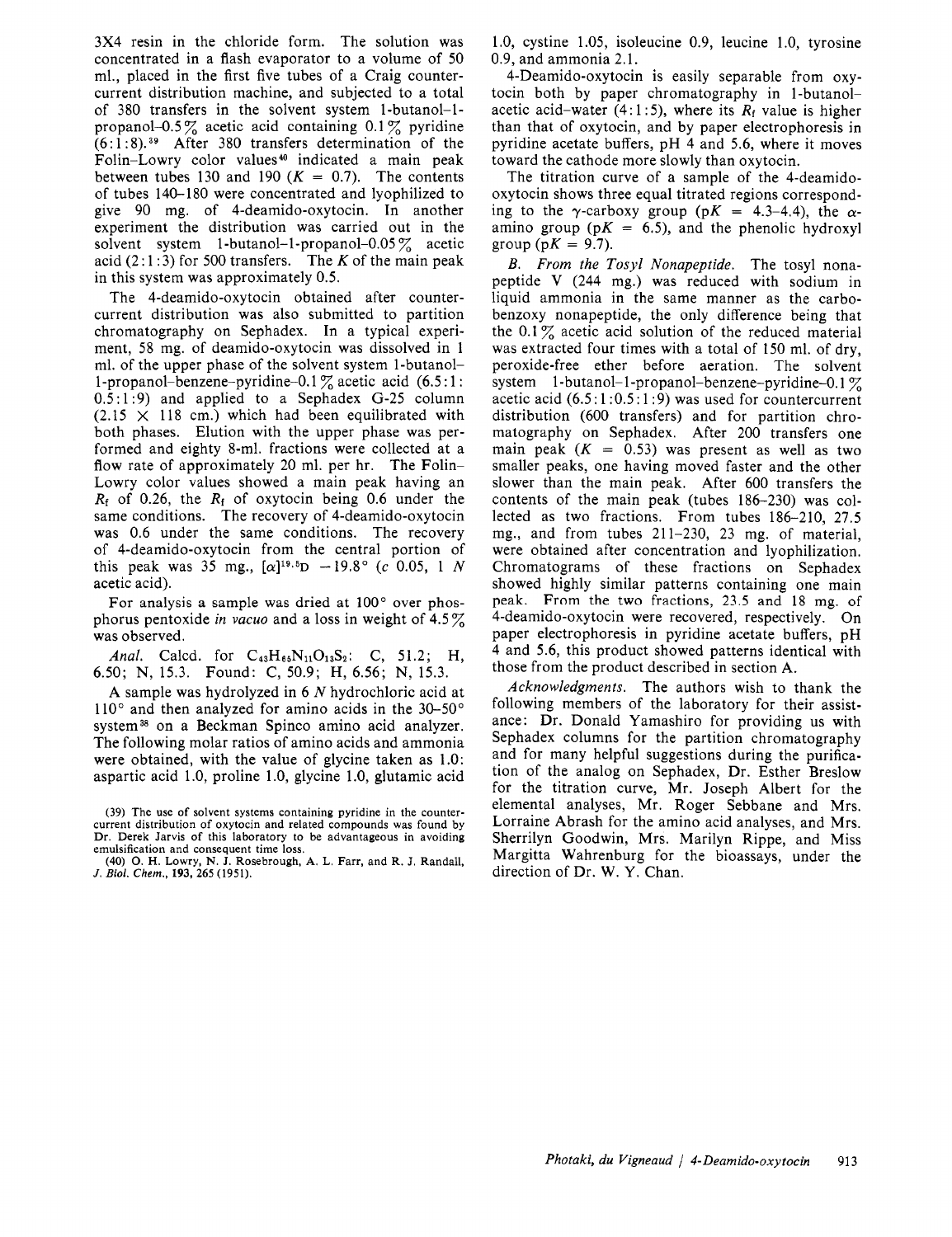3X4 resin in the chloride form. The solution was concentrated in a flash evaporator to a volume of 50 ml., placed in the first five tubes of a Craig countercurrent distribution machine, and subjected to a total of 380 transfers in the solvent system 1-butanol–1-propanol–0.5% acetic acid containing 0.1% pyridine (6:1:8).[39] After 380 transfers determination of the Folin–Lowry color values[40] indicated a main peak between tubes 130 and 190 ($K$ = 0.7). The contents of tubes 140–180 were concentrated and lyophilized to give 90 mg. of 4-deamido-oxytocin. In another experiment the distribution was carried out in the solvent system 1-butanol–1-propanol–0.05% acetic acid (2:1:3) for 500 transfers. The $K$ of the main peak in this system was approximately 0.5.

The 4-deamido-oxytocin obtained after countercurrent distribution was also submitted to partition chromatography on Sephadex. In a typical experiment, 58 mg. of deamido-oxytocin was dissolved in 1 ml. of the upper phase of the solvent system 1-butanol–1-propanol–benzene–pyridine–0.1% acetic acid (6.5:1:0.5:1:9) and applied to a Sephadex G-25 column (2.15 × 118 cm.) which had been equilibrated with both phases. Elution with the upper phase was performed and eighty 8-ml. fractions were collected at a flow rate of approximately 20 ml. per hr. The Folin–Lowry color values showed a main peak having an $R_f$ of 0.26, the $R_f$ of oxytocin being 0.6 under the same conditions. The recovery of 4-deamido-oxytocin was 0.6 under the same conditions. The recovery of 4-deamido-oxytocin from the central portion of this peak was 35 mg., $[\alpha]^{19.5}\mathrm{D}$ −19.8° ($c$ 0.05, 1 $N$ acetic acid).

For analysis a sample was dried at 100° over phosphorus pentoxide *in vacuo* and a loss in weight of 4.5% was observed.

*Anal.* Calcd. for $C_{43}H_{65}N_{11}O_{13}S_2$: C, 51.2; H, 6.50; N, 15.3. Found: C, 50.9; H, 6.56; N, 15.3.

A sample was hydrolyzed in 6 $N$ hydrochloric acid at 110° and then analyzed for amino acids in the 30–50° system[38] on a Beckman Spinco amino acid analyzer. The following molar ratios of amino acids and ammonia were obtained, with the value of glycine taken as 1.0: aspartic acid 1.0, proline 1.0, glycine 1.0, glutamic acid 1.0, cystine 1.05, isoleucine 0.9, leucine 1.0, tyrosine 0.9, and ammonia 2.1.

4-Deamido-oxytocin is easily separable from oxytocin both by paper chromatography in 1-butanol–acetic acid–water (4:1:5), where its $R_f$ value is higher than that of oxytocin, and by paper electrophoresis in pyridine acetate buffers, pH 4 and 5.6, where it moves toward the cathode more slowly than oxytocin.

The titration curve of a sample of the 4-deamido-oxytocin shows three equal titrated regions corresponding to the γ-carboxy group (p$K$ = 4.3–4.4), the α-amino group (p$K$ = 6.5), and the phenolic hydroxyl group (p$K$ = 9.7).

*B. From the Tosyl Nonapeptide.* The tosyl nonapeptide V (244 mg.) was reduced with sodium in liquid ammonia in the same manner as the carbobenzoxy nonapeptide, the only difference being that the 0.1% acetic acid solution of the reduced material was extracted four times with a total of 150 ml. of dry, peroxide-free ether before aeration. The solvent system 1-butanol–1-propanol–benzene–pyridine–0.1% acetic acid (6.5:1:0.5:1:9) was used for countercurrent distribution (600 transfers) and for partition chromatography on Sephadex. After 200 transfers one main peak ($K$ = 0.53) was present as well as two smaller peaks, one having moved faster and the other slower than the main peak. After 600 transfers the contents of the main peak (tubes 186–230) was collected as two fractions. From tubes 186–210, 27.5 mg., and from tubes 211–230, 23 mg. of material, were obtained after concentration and lyophilization. Chromatograms of these fractions on Sephadex showed highly similar patterns containing one main peak. From the two fractions, 23.5 and 18 mg. of 4-deamido-oxytocin were recovered, respectively. On paper electrophoresis in pyridine acetate buffers, pH 4 and 5.6, this product showed patterns identical with those from the product described in section A.

*Acknowledgments.* The authors wish to thank the following members of the laboratory for their assistance: Dr. Donald Yamashiro for providing us with Sephadex columns for the partition chromatography and for many helpful suggestions during the purification of the analog on Sephadex, Dr. Esther Breslow for the titration curve, Mr. Joseph Albert for the elemental analyses, Mr. Roger Sebbane and Mrs. Lorraine Abrash for the amino acid analyses, and Mrs. Sherrilyn Goodwin, Mrs. Marilyn Rippe, and Miss Margitta Wahrenburg for the bioassays, under the direction of Dr. W. Y. Chan.

(39) The use of solvent systems containing pyridine in the countercurrent distribution of oxytocin and related compounds was found by Dr. Derek Jarvis of this laboratory to be advantageous in avoiding emulsification and consequent time loss.

(40) O. H. Lowry, N. J. Rosebrough, A. L. Farr, and R. J. Randall, *J. Biol. Chem.*, **193**, 265 (1951).